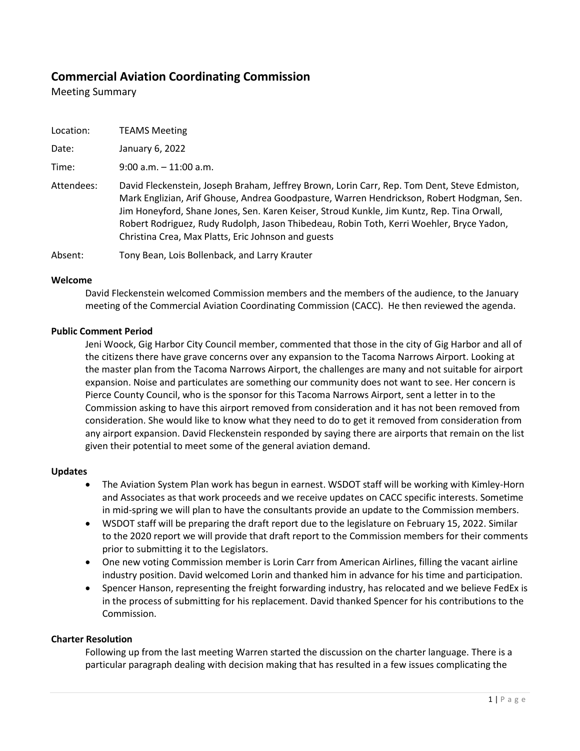# Commercial Aviation Coordinating Commission

Meeting Summary

| | |
|---|---|
| Location: | TEAMS Meeting |
| Date: | January 6, 2022 |
| Time: | 9:00 a.m. – 11:00 a.m. |
| Attendees: | David Fleckenstein, Joseph Braham, Jeffrey Brown, Lorin Carr, Rep. Tom Dent, Steve Edmiston, Mark Englizian, Arif Ghouse, Andrea Goodpasture, Warren Hendrickson, Robert Hodgman, Sen. Jim Honeyford, Shane Jones, Sen. Karen Keiser, Stroud Kunkle, Jim Kuntz, Rep. Tina Orwall, Robert Rodriguez, Rudy Rudolph, Jason Thibedeau, Robin Toth, Kerri Woehler, Bryce Yadon, Christina Crea, Max Platts, Eric Johnson and guests |
| Absent: | Tony Bean, Lois Bollenback, and Larry Krauter |

**Welcome**

David Fleckenstein welcomed Commission members and the members of the audience, to the January meeting of the Commercial Aviation Coordinating Commission (CACC). He then reviewed the agenda.

**Public Comment Period**

Jeni Woock, Gig Harbor City Council member, commented that those in the city of Gig Harbor and all of the citizens there have grave concerns over any expansion to the Tacoma Narrows Airport. Looking at the master plan from the Tacoma Narrows Airport, the challenges are many and not suitable for airport expansion. Noise and particulates are something our community does not want to see. Her concern is Pierce County Council, who is the sponsor for this Tacoma Narrows Airport, sent a letter in to the Commission asking to have this airport removed from consideration and it has not been removed from consideration. She would like to know what they need to do to get it removed from consideration from any airport expansion. David Fleckenstein responded by saying there are airports that remain on the list given their potential to meet some of the general aviation demand.

**Updates**

- The Aviation System Plan work has begun in earnest. WSDOT staff will be working with Kimley-Horn and Associates as that work proceeds and we receive updates on CACC specific interests. Sometime in mid-spring we will plan to have the consultants provide an update to the Commission members.
- WSDOT staff will be preparing the draft report due to the legislature on February 15, 2022. Similar to the 2020 report we will provide that draft report to the Commission members for their comments prior to submitting it to the Legislators.
- One new voting Commission member is Lorin Carr from American Airlines, filling the vacant airline industry position. David welcomed Lorin and thanked him in advance for his time and participation.
- Spencer Hanson, representing the freight forwarding industry, has relocated and we believe FedEx is in the process of submitting for his replacement. David thanked Spencer for his contributions to the Commission.

**Charter Resolution**

Following up from the last meeting Warren started the discussion on the charter language. There is a particular paragraph dealing with decision making that has resulted in a few issues complicating the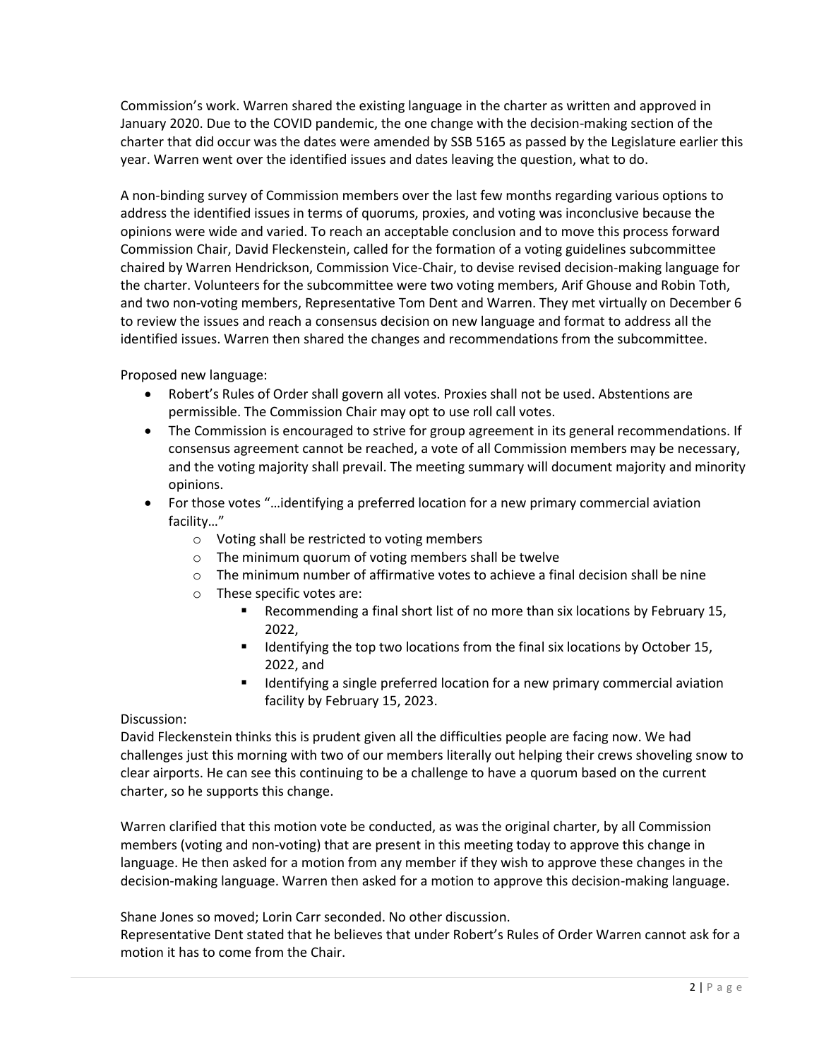Commission's work. Warren shared the existing language in the charter as written and approved in January 2020. Due to the COVID pandemic, the one change with the decision-making section of the charter that did occur was the dates were amended by SSB 5165 as passed by the Legislature earlier this year. Warren went over the identified issues and dates leaving the question, what to do.

A non-binding survey of Commission members over the last few months regarding various options to address the identified issues in terms of quorums, proxies, and voting was inconclusive because the opinions were wide and varied. To reach an acceptable conclusion and to move this process forward Commission Chair, David Fleckenstein, called for the formation of a voting guidelines subcommittee chaired by Warren Hendrickson, Commission Vice-Chair, to devise revised decision-making language for the charter. Volunteers for the subcommittee were two voting members, Arif Ghouse and Robin Toth, and two non-voting members, Representative Tom Dent and Warren. They met virtually on December 6 to review the issues and reach a consensus decision on new language and format to address all the identified issues. Warren then shared the changes and recommendations from the subcommittee.

Proposed new language:

- Robert's Rules of Order shall govern all votes. Proxies shall not be used. Abstentions are permissible. The Commission Chair may opt to use roll call votes.
- The Commission is encouraged to strive for group agreement in its general recommendations. If consensus agreement cannot be reached, a vote of all Commission members may be necessary, and the voting majority shall prevail. The meeting summary will document majority and minority opinions.
- For those votes "…identifying a preferred location for a new primary commercial aviation facility…"
    - Voting shall be restricted to voting members
    - The minimum quorum of voting members shall be twelve
    - The minimum number of affirmative votes to achieve a final decision shall be nine
    - These specific votes are:
        - Recommending a final short list of no more than six locations by February 15, 2022,
        - Identifying the top two locations from the final six locations by October 15, 2022, and
        - Identifying a single preferred location for a new primary commercial aviation facility by February 15, 2023.

Discussion:
David Fleckenstein thinks this is prudent given all the difficulties people are facing now. We had challenges just this morning with two of our members literally out helping their crews shoveling snow to clear airports. He can see this continuing to be a challenge to have a quorum based on the current charter, so he supports this change.

Warren clarified that this motion vote be conducted, as was the original charter, by all Commission members (voting and non-voting) that are present in this meeting today to approve this change in language. He then asked for a motion from any member if they wish to approve these changes in the decision-making language. Warren then asked for a motion to approve this decision-making language.

Shane Jones so moved; Lorin Carr seconded. No other discussion.
Representative Dent stated that he believes that under Robert's Rules of Order Warren cannot ask for a motion it has to come from the Chair.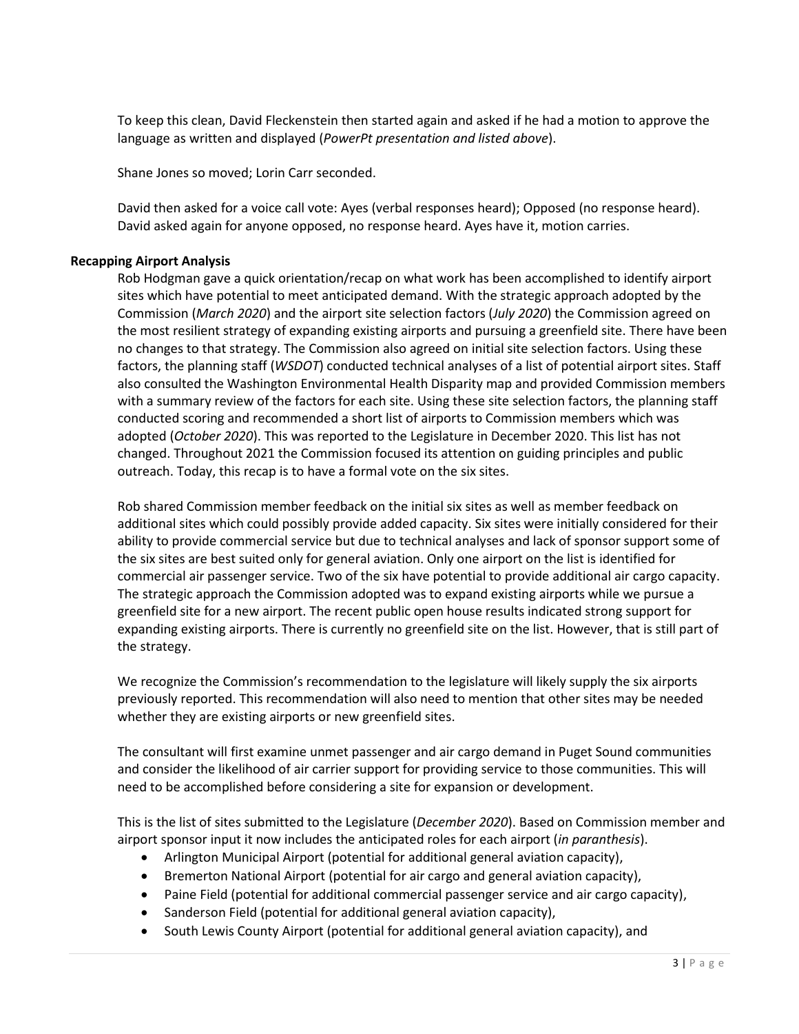To keep this clean, David Fleckenstein then started again and asked if he had a motion to approve the language as written and displayed (*PowerPt presentation and listed above*).

Shane Jones so moved; Lorin Carr seconded.

David then asked for a voice call vote: Ayes (verbal responses heard); Opposed (no response heard). David asked again for anyone opposed, no response heard. Ayes have it, motion carries.

**Recapping Airport Analysis**

Rob Hodgman gave a quick orientation/recap on what work has been accomplished to identify airport sites which have potential to meet anticipated demand. With the strategic approach adopted by the Commission (*March 2020*) and the airport site selection factors (*July 2020*) the Commission agreed on the most resilient strategy of expanding existing airports and pursuing a greenfield site. There have been no changes to that strategy. The Commission also agreed on initial site selection factors. Using these factors, the planning staff (*WSDOT*) conducted technical analyses of a list of potential airport sites. Staff also consulted the Washington Environmental Health Disparity map and provided Commission members with a summary review of the factors for each site. Using these site selection factors, the planning staff conducted scoring and recommended a short list of airports to Commission members which was adopted (*October 2020*). This was reported to the Legislature in December 2020. This list has not changed. Throughout 2021 the Commission focused its attention on guiding principles and public outreach. Today, this recap is to have a formal vote on the six sites.

Rob shared Commission member feedback on the initial six sites as well as member feedback on additional sites which could possibly provide added capacity. Six sites were initially considered for their ability to provide commercial service but due to technical analyses and lack of sponsor support some of the six sites are best suited only for general aviation. Only one airport on the list is identified for commercial air passenger service. Two of the six have potential to provide additional air cargo capacity. The strategic approach the Commission adopted was to expand existing airports while we pursue a greenfield site for a new airport. The recent public open house results indicated strong support for expanding existing airports. There is currently no greenfield site on the list. However, that is still part of the strategy.

We recognize the Commission's recommendation to the legislature will likely supply the six airports previously reported. This recommendation will also need to mention that other sites may be needed whether they are existing airports or new greenfield sites.

The consultant will first examine unmet passenger and air cargo demand in Puget Sound communities and consider the likelihood of air carrier support for providing service to those communities. This will need to be accomplished before considering a site for expansion or development.

This is the list of sites submitted to the Legislature (*December 2020*). Based on Commission member and airport sponsor input it now includes the anticipated roles for each airport (*in paranthesis*).

- Arlington Municipal Airport (potential for additional general aviation capacity),
- Bremerton National Airport (potential for air cargo and general aviation capacity),
- Paine Field (potential for additional commercial passenger service and air cargo capacity),
- Sanderson Field (potential for additional general aviation capacity),
- South Lewis County Airport (potential for additional general aviation capacity), and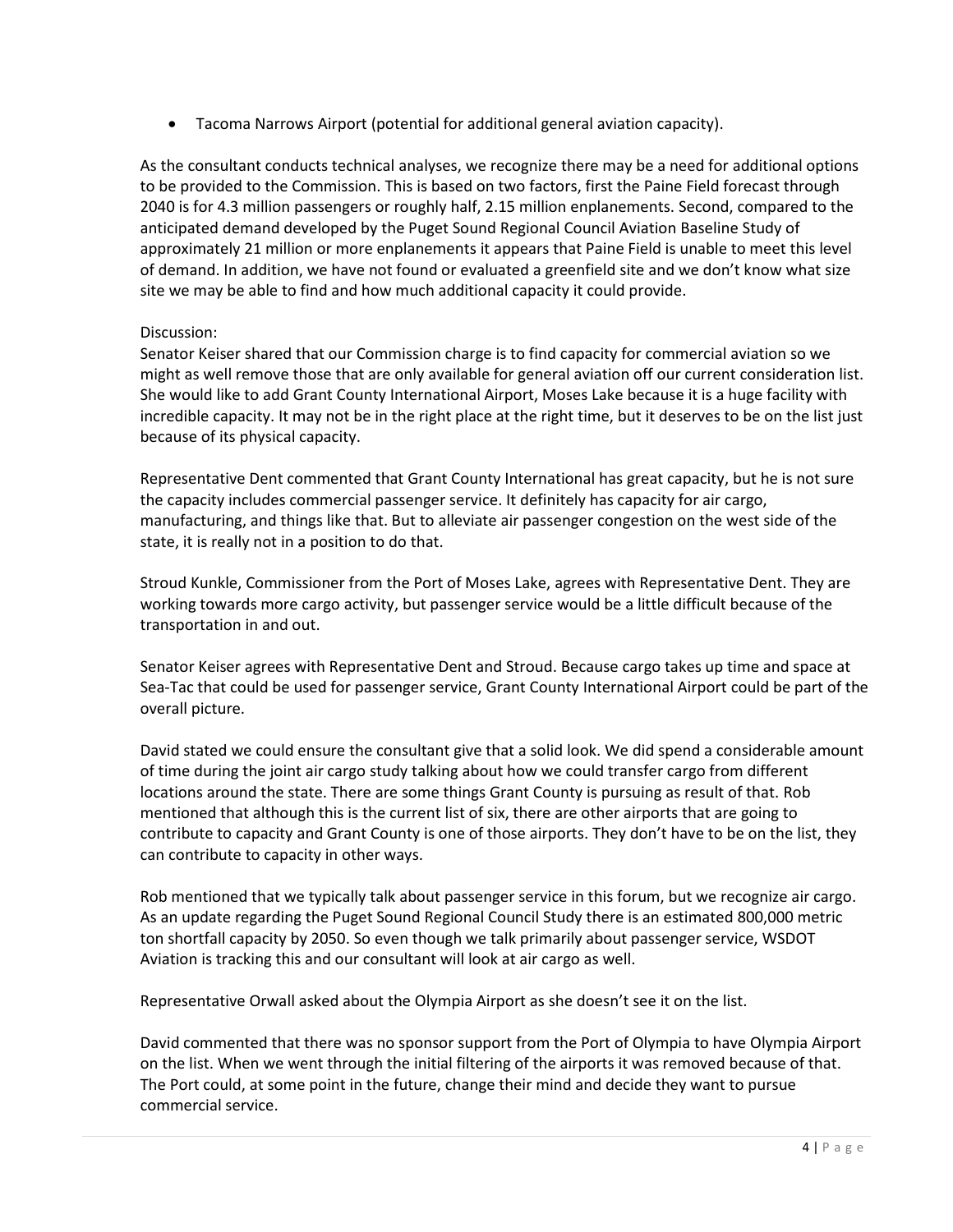- Tacoma Narrows Airport (potential for additional general aviation capacity).

As the consultant conducts technical analyses, we recognize there may be a need for additional options to be provided to the Commission. This is based on two factors, first the Paine Field forecast through 2040 is for 4.3 million passengers or roughly half, 2.15 million enplanements. Second, compared to the anticipated demand developed by the Puget Sound Regional Council Aviation Baseline Study of approximately 21 million or more enplanements it appears that Paine Field is unable to meet this level of demand. In addition, we have not found or evaluated a greenfield site and we don't know what size site we may be able to find and how much additional capacity it could provide.

Discussion:
Senator Keiser shared that our Commission charge is to find capacity for commercial aviation so we might as well remove those that are only available for general aviation off our current consideration list. She would like to add Grant County International Airport, Moses Lake because it is a huge facility with incredible capacity. It may not be in the right place at the right time, but it deserves to be on the list just because of its physical capacity.

Representative Dent commented that Grant County International has great capacity, but he is not sure the capacity includes commercial passenger service. It definitely has capacity for air cargo, manufacturing, and things like that. But to alleviate air passenger congestion on the west side of the state, it is really not in a position to do that.

Stroud Kunkle, Commissioner from the Port of Moses Lake, agrees with Representative Dent. They are working towards more cargo activity, but passenger service would be a little difficult because of the transportation in and out.

Senator Keiser agrees with Representative Dent and Stroud. Because cargo takes up time and space at Sea-Tac that could be used for passenger service, Grant County International Airport could be part of the overall picture.

David stated we could ensure the consultant give that a solid look. We did spend a considerable amount of time during the joint air cargo study talking about how we could transfer cargo from different locations around the state. There are some things Grant County is pursuing as result of that. Rob mentioned that although this is the current list of six, there are other airports that are going to contribute to capacity and Grant County is one of those airports. They don't have to be on the list, they can contribute to capacity in other ways.

Rob mentioned that we typically talk about passenger service in this forum, but we recognize air cargo. As an update regarding the Puget Sound Regional Council Study there is an estimated 800,000 metric ton shortfall capacity by 2050. So even though we talk primarily about passenger service, WSDOT Aviation is tracking this and our consultant will look at air cargo as well.

Representative Orwall asked about the Olympia Airport as she doesn't see it on the list.

David commented that there was no sponsor support from the Port of Olympia to have Olympia Airport on the list. When we went through the initial filtering of the airports it was removed because of that. The Port could, at some point in the future, change their mind and decide they want to pursue commercial service.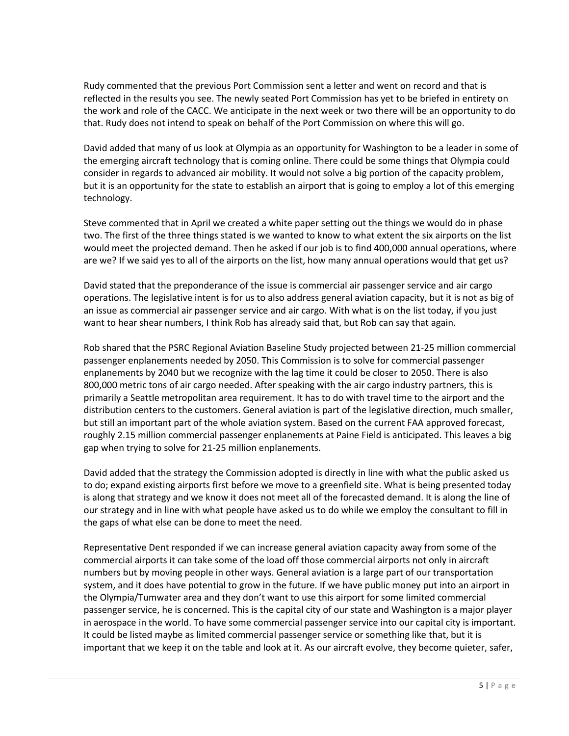Rudy commented that the previous Port Commission sent a letter and went on record and that is reflected in the results you see. The newly seated Port Commission has yet to be briefed in entirety on the work and role of the CACC. We anticipate in the next week or two there will be an opportunity to do that. Rudy does not intend to speak on behalf of the Port Commission on where this will go.

David added that many of us look at Olympia as an opportunity for Washington to be a leader in some of the emerging aircraft technology that is coming online. There could be some things that Olympia could consider in regards to advanced air mobility. It would not solve a big portion of the capacity problem, but it is an opportunity for the state to establish an airport that is going to employ a lot of this emerging technology.

Steve commented that in April we created a white paper setting out the things we would do in phase two. The first of the three things stated is we wanted to know to what extent the six airports on the list would meet the projected demand. Then he asked if our job is to find 400,000 annual operations, where are we? If we said yes to all of the airports on the list, how many annual operations would that get us?

David stated that the preponderance of the issue is commercial air passenger service and air cargo operations. The legislative intent is for us to also address general aviation capacity, but it is not as big of an issue as commercial air passenger service and air cargo. With what is on the list today, if you just want to hear shear numbers, I think Rob has already said that, but Rob can say that again.

Rob shared that the PSRC Regional Aviation Baseline Study projected between 21-25 million commercial passenger enplanements needed by 2050. This Commission is to solve for commercial passenger enplanements by 2040 but we recognize with the lag time it could be closer to 2050. There is also 800,000 metric tons of air cargo needed. After speaking with the air cargo industry partners, this is primarily a Seattle metropolitan area requirement. It has to do with travel time to the airport and the distribution centers to the customers. General aviation is part of the legislative direction, much smaller, but still an important part of the whole aviation system. Based on the current FAA approved forecast, roughly 2.15 million commercial passenger enplanements at Paine Field is anticipated. This leaves a big gap when trying to solve for 21-25 million enplanements.

David added that the strategy the Commission adopted is directly in line with what the public asked us to do; expand existing airports first before we move to a greenfield site. What is being presented today is along that strategy and we know it does not meet all of the forecasted demand. It is along the line of our strategy and in line with what people have asked us to do while we employ the consultant to fill in the gaps of what else can be done to meet the need.

Representative Dent responded if we can increase general aviation capacity away from some of the commercial airports it can take some of the load off those commercial airports not only in aircraft numbers but by moving people in other ways. General aviation is a large part of our transportation system, and it does have potential to grow in the future. If we have public money put into an airport in the Olympia/Tumwater area and they don't want to use this airport for some limited commercial passenger service, he is concerned. This is the capital city of our state and Washington is a major player in aerospace in the world. To have some commercial passenger service into our capital city is important. It could be listed maybe as limited commercial passenger service or something like that, but it is important that we keep it on the table and look at it. As our aircraft evolve, they become quieter, safer,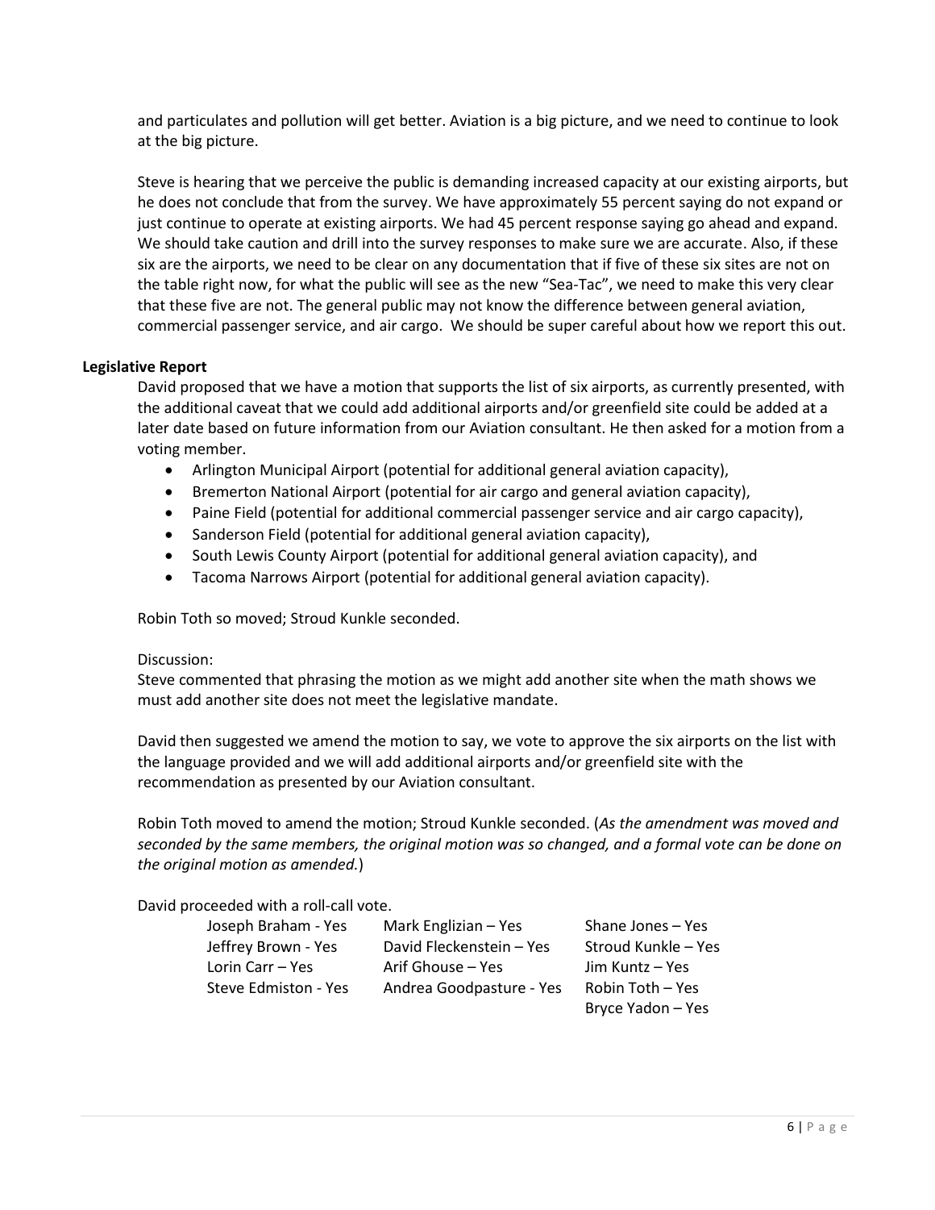and particulates and pollution will get better. Aviation is a big picture, and we need to continue to look at the big picture.

Steve is hearing that we perceive the public is demanding increased capacity at our existing airports, but he does not conclude that from the survey. We have approximately 55 percent saying do not expand or just continue to operate at existing airports. We had 45 percent response saying go ahead and expand. We should take caution and drill into the survey responses to make sure we are accurate. Also, if these six are the airports, we need to be clear on any documentation that if five of these six sites are not on the table right now, for what the public will see as the new "Sea-Tac", we need to make this very clear that these five are not. The general public may not know the difference between general aviation, commercial passenger service, and air cargo. We should be super careful about how we report this out.

**Legislative Report**

David proposed that we have a motion that supports the list of six airports, as currently presented, with the additional caveat that we could add additional airports and/or greenfield site could be added at a later date based on future information from our Aviation consultant. He then asked for a motion from a voting member.

- Arlington Municipal Airport (potential for additional general aviation capacity),
- Bremerton National Airport (potential for air cargo and general aviation capacity),
- Paine Field (potential for additional commercial passenger service and air cargo capacity),
- Sanderson Field (potential for additional general aviation capacity),
- South Lewis County Airport (potential for additional general aviation capacity), and
- Tacoma Narrows Airport (potential for additional general aviation capacity).

Robin Toth so moved; Stroud Kunkle seconded.

Discussion:

Steve commented that phrasing the motion as we might add another site when the math shows we must add another site does not meet the legislative mandate.

David then suggested we amend the motion to say, we vote to approve the six airports on the list with the language provided and we will add additional airports and/or greenfield site with the recommendation as presented by our Aviation consultant.

Robin Toth moved to amend the motion; Stroud Kunkle seconded. (*As the amendment was moved and seconded by the same members, the original motion was so changed, and a formal vote can be done on the original motion as amended.*)

David proceeded with a roll-call vote.

Joseph Braham - Yes
Jeffrey Brown - Yes
Lorin Carr – Yes
Steve Edmiston - Yes
Mark Englizian – Yes
David Fleckenstein – Yes
Arif Ghouse – Yes
Andrea Goodpasture - Yes
Shane Jones – Yes
Stroud Kunkle – Yes
Jim Kuntz – Yes
Robin Toth – Yes
Bryce Yadon – Yes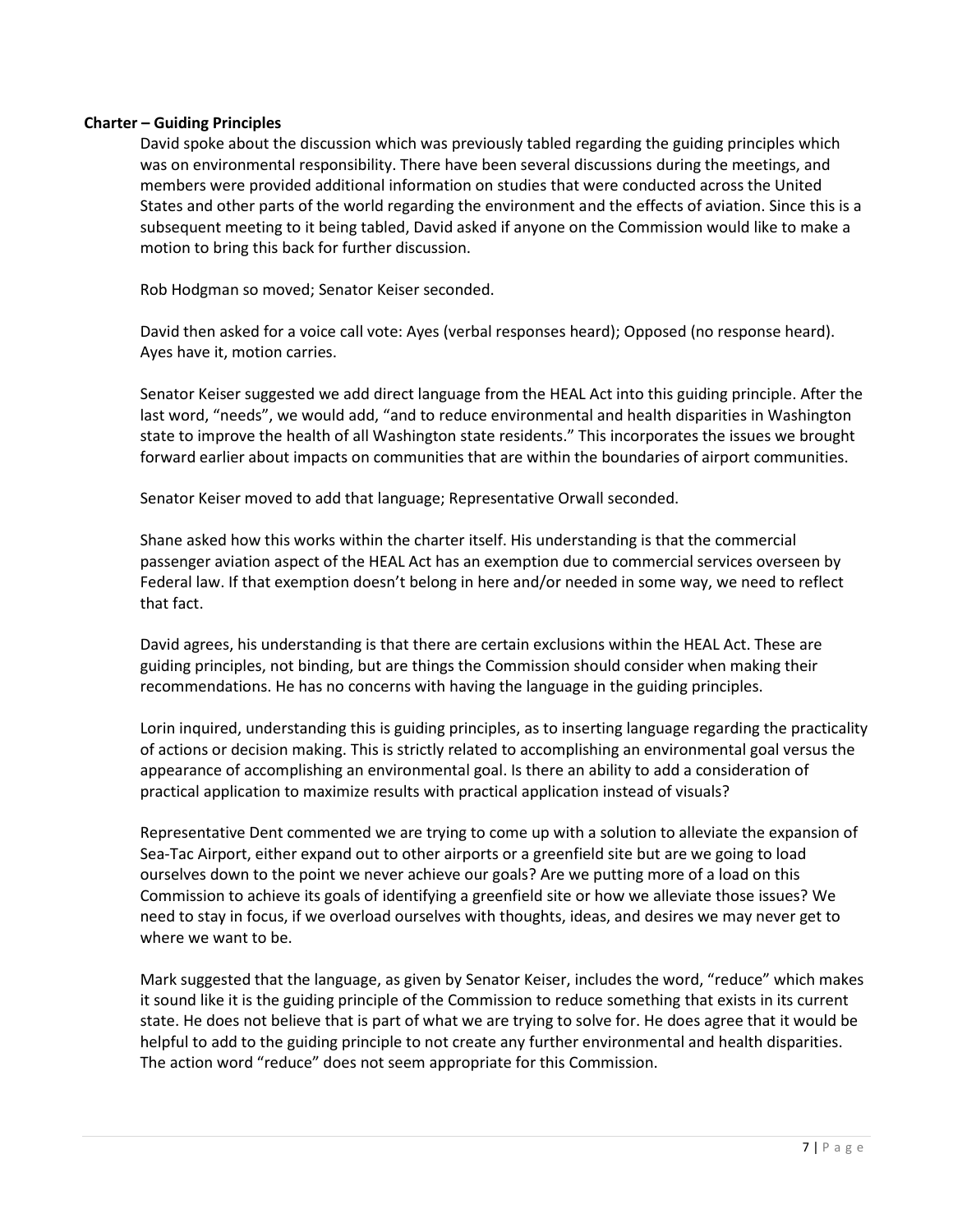**Charter – Guiding Principles**

David spoke about the discussion which was previously tabled regarding the guiding principles which was on environmental responsibility. There have been several discussions during the meetings, and members were provided additional information on studies that were conducted across the United States and other parts of the world regarding the environment and the effects of aviation. Since this is a subsequent meeting to it being tabled, David asked if anyone on the Commission would like to make a motion to bring this back for further discussion.

Rob Hodgman so moved; Senator Keiser seconded.

David then asked for a voice call vote: Ayes (verbal responses heard); Opposed (no response heard). Ayes have it, motion carries.

Senator Keiser suggested we add direct language from the HEAL Act into this guiding principle. After the last word, "needs", we would add, "and to reduce environmental and health disparities in Washington state to improve the health of all Washington state residents." This incorporates the issues we brought forward earlier about impacts on communities that are within the boundaries of airport communities.

Senator Keiser moved to add that language; Representative Orwall seconded.

Shane asked how this works within the charter itself. His understanding is that the commercial passenger aviation aspect of the HEAL Act has an exemption due to commercial services overseen by Federal law. If that exemption doesn't belong in here and/or needed in some way, we need to reflect that fact.

David agrees, his understanding is that there are certain exclusions within the HEAL Act. These are guiding principles, not binding, but are things the Commission should consider when making their recommendations. He has no concerns with having the language in the guiding principles.

Lorin inquired, understanding this is guiding principles, as to inserting language regarding the practicality of actions or decision making. This is strictly related to accomplishing an environmental goal versus the appearance of accomplishing an environmental goal. Is there an ability to add a consideration of practical application to maximize results with practical application instead of visuals?

Representative Dent commented we are trying to come up with a solution to alleviate the expansion of Sea-Tac Airport, either expand out to other airports or a greenfield site but are we going to load ourselves down to the point we never achieve our goals? Are we putting more of a load on this Commission to achieve its goals of identifying a greenfield site or how we alleviate those issues? We need to stay in focus, if we overload ourselves with thoughts, ideas, and desires we may never get to where we want to be.

Mark suggested that the language, as given by Senator Keiser, includes the word, "reduce" which makes it sound like it is the guiding principle of the Commission to reduce something that exists in its current state. He does not believe that is part of what we are trying to solve for. He does agree that it would be helpful to add to the guiding principle to not create any further environmental and health disparities. The action word "reduce" does not seem appropriate for this Commission.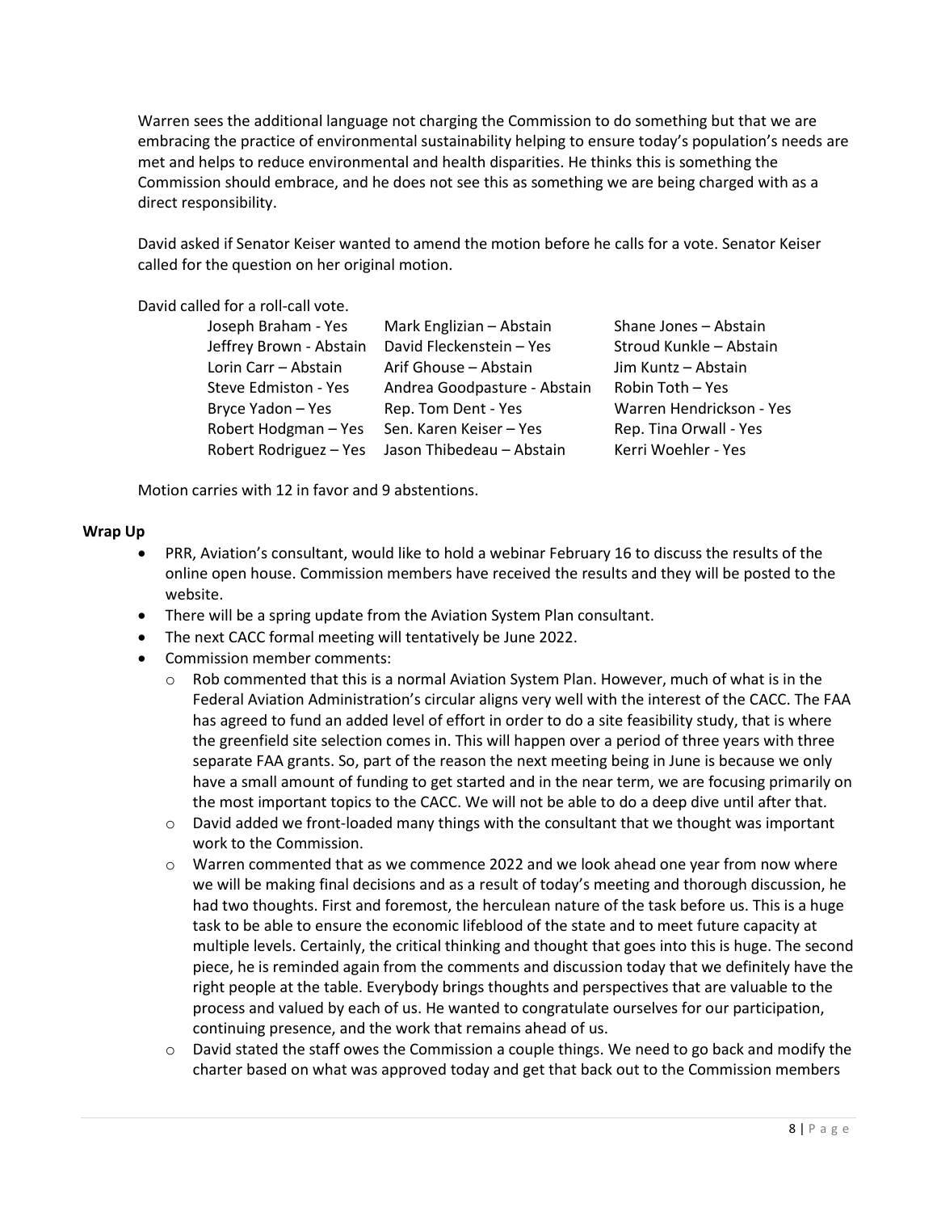Warren sees the additional language not charging the Commission to do something but that we are embracing the practice of environmental sustainability helping to ensure today's population's needs are met and helps to reduce environmental and health disparities. He thinks this is something the Commission should embrace, and he does not see this as something we are being charged with as a direct responsibility.

David asked if Senator Keiser wanted to amend the motion before he calls for a vote. Senator Keiser called for the question on her original motion.

David called for a roll-call vote.

| | | |
|---|---|---|
| Joseph Braham - Yes | Mark Englizian – Abstain | Shane Jones – Abstain |
| Jeffrey Brown - Abstain | David Fleckenstein – Yes | Stroud Kunkle – Abstain |
| Lorin Carr – Abstain | Arif Ghouse – Abstain | Jim Kuntz – Abstain |
| Steve Edmiston - Yes | Andrea Goodpasture - Abstain | Robin Toth – Yes |
| Bryce Yadon – Yes | Rep. Tom Dent - Yes | Warren Hendrickson - Yes |
| Robert Hodgman – Yes | Sen. Karen Keiser – Yes | Rep. Tina Orwall - Yes |
| Robert Rodriguez – Yes | Jason Thibedeau – Abstain | Kerri Woehler - Yes |

Motion carries with 12 in favor and 9 abstentions.

**Wrap Up**

- PRR, Aviation's consultant, would like to hold a webinar February 16 to discuss the results of the online open house. Commission members have received the results and they will be posted to the website.
- There will be a spring update from the Aviation System Plan consultant.
- The next CACC formal meeting will tentatively be June 2022.
- Commission member comments:
  - Rob commented that this is a normal Aviation System Plan. However, much of what is in the Federal Aviation Administration's circular aligns very well with the interest of the CACC. The FAA has agreed to fund an added level of effort in order to do a site feasibility study, that is where the greenfield site selection comes in. This will happen over a period of three years with three separate FAA grants. So, part of the reason the next meeting being in June is because we only have a small amount of funding to get started and in the near term, we are focusing primarily on the most important topics to the CACC. We will not be able to do a deep dive until after that.
  - David added we front-loaded many things with the consultant that we thought was important work to the Commission.
  - Warren commented that as we commence 2022 and we look ahead one year from now where we will be making final decisions and as a result of today's meeting and thorough discussion, he had two thoughts. First and foremost, the herculean nature of the task before us. This is a huge task to be able to ensure the economic lifeblood of the state and to meet future capacity at multiple levels. Certainly, the critical thinking and thought that goes into this is huge. The second piece, he is reminded again from the comments and discussion today that we definitely have the right people at the table. Everybody brings thoughts and perspectives that are valuable to the process and valued by each of us. He wanted to congratulate ourselves for our participation, continuing presence, and the work that remains ahead of us.
  - David stated the staff owes the Commission a couple things. We need to go back and modify the charter based on what was approved today and get that back out to the Commission members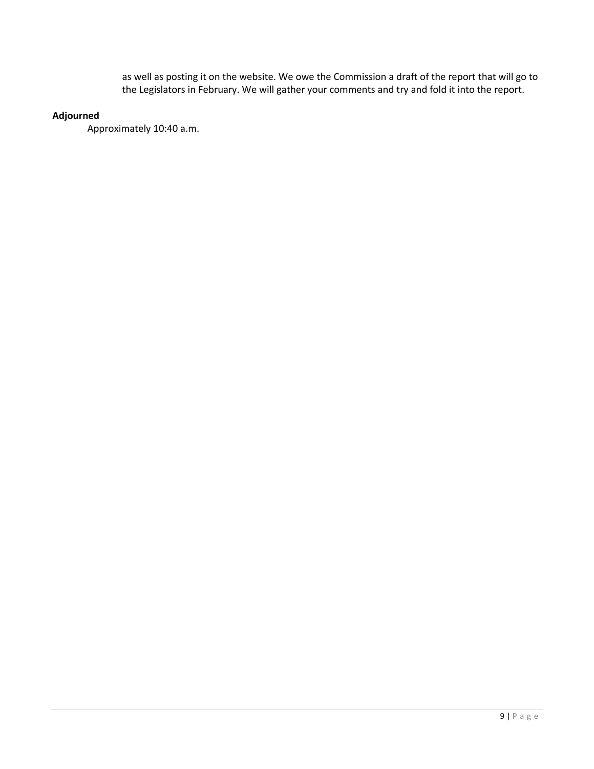as well as posting it on the website. We owe the Commission a draft of the report that will go to the Legislators in February. We will gather your comments and try and fold it into the report.

**Adjourned**

Approximately 10:40 a.m.